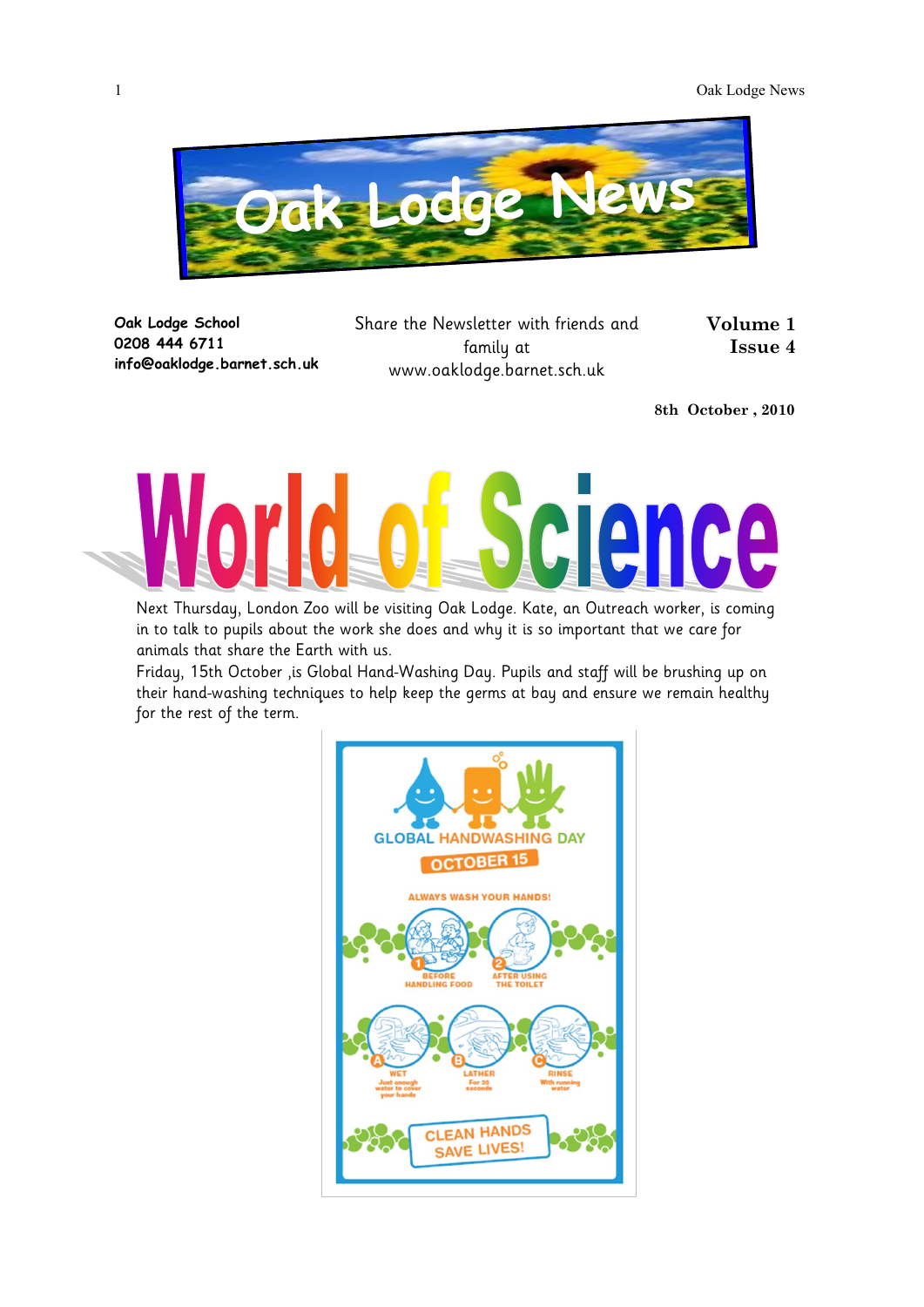# Oak Lodge News

**Oak Lodge School**
**0208 444 6711**
**info@oaklodge.barnet.sch.uk**

Share the Newsletter with friends and family at www.oaklodge.barnet.sch.uk

**Volume 1**
**Issue 4**

**8th October , 2010**

## World of Science

Next Thursday, London Zoo will be visiting Oak Lodge. Kate, an Outreach worker, is coming in to talk to pupils about the work she does and why it is so important that we care for animals that share the Earth with us.

Friday, 15th October ,is Global Hand-Washing Day. Pupils and staff will be brushing up on their hand-washing techniques to help keep the germs at bay and ensure we remain healthy for the rest of the term.

GLOBAL HANDWASHING DAY
OCTOBER 15

ALWAYS WASH YOUR HANDS!

1 BEFORE HANDLING FOOD
2 AFTER USING THE TOILET

A WET Just enough water to cover your hands
B LATHER For 30 seconds
C RINSE With running water

CLEAN HANDS SAVE LIVES!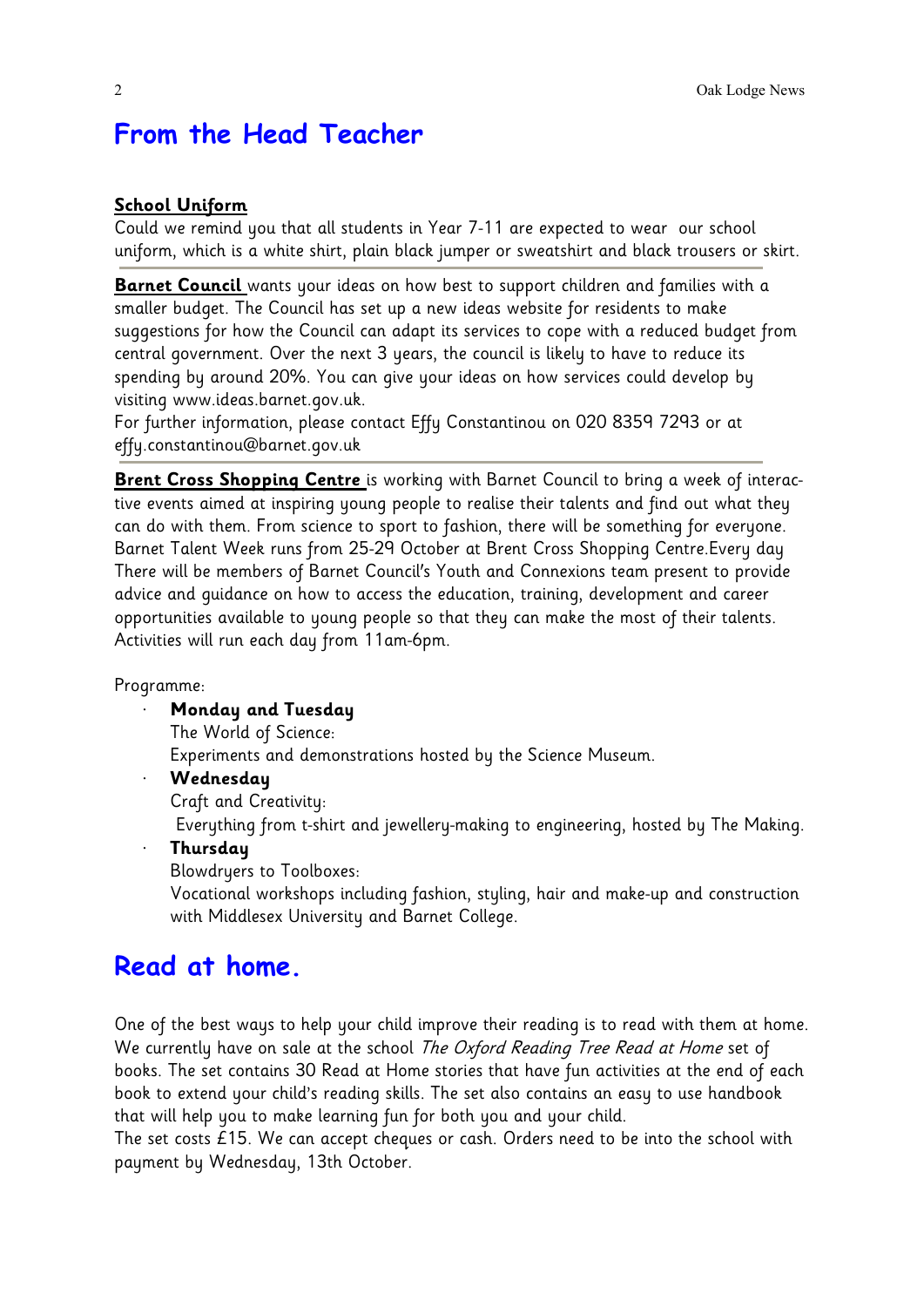# From the Head Teacher

**School Uniform**

Could we remind you that all students in Year 7-11 are expected to wear our school uniform, which is a white shirt, plain black jumper or sweatshirt and black trousers or skirt.

---

**Barnet Council** wants your ideas on how best to support children and families with a smaller budget. The Council has set up a new ideas website for residents to make suggestions for how the Council can adapt its services to cope with a reduced budget from central government. Over the next 3 years, the council is likely to have to reduce its spending by around 20%. You can give your ideas on how services could develop by visiting www.ideas.barnet.gov.uk.

For further information, please contact Effy Constantinou on 020 8359 7293 or at effy.constantinou@barnet.gov.uk

---

**Brent Cross Shopping Centre** is working with Barnet Council to bring a week of interactive events aimed at inspiring young people to realise their talents and find out what they can do with them. From science to sport to fashion, there will be something for everyone. Barnet Talent Week runs from 25-29 October at Brent Cross Shopping Centre.Every day There will be members of Barnet Council's Youth and Connexions team present to provide advice and guidance on how to access the education, training, development and career opportunities available to young people so that they can make the most of their talents. Activities will run each day from 11am-6pm.

Programme:

- **Monday and Tuesday**
  The World of Science:
  Experiments and demonstrations hosted by the Science Museum.
- **Wednesday**
  Craft and Creativity:
  Everything from t-shirt and jewellery-making to engineering, hosted by The Making.
- **Thursday**
  Blowdryers to Toolboxes:
  Vocational workshops including fashion, styling, hair and make-up and construction with Middlesex University and Barnet College.

# Read at home.

One of the best ways to help your child improve their reading is to read with them at home. We currently have on sale at the school *The Oxford Reading Tree Read at Home* set of books. The set contains 30 Read at Home stories that have fun activities at the end of each book to extend your child's reading skills. The set also contains an easy to use handbook that will help you to make learning fun for both you and your child.

The set costs £15. We can accept cheques or cash. Orders need to be into the school with payment by Wednesday, 13th October.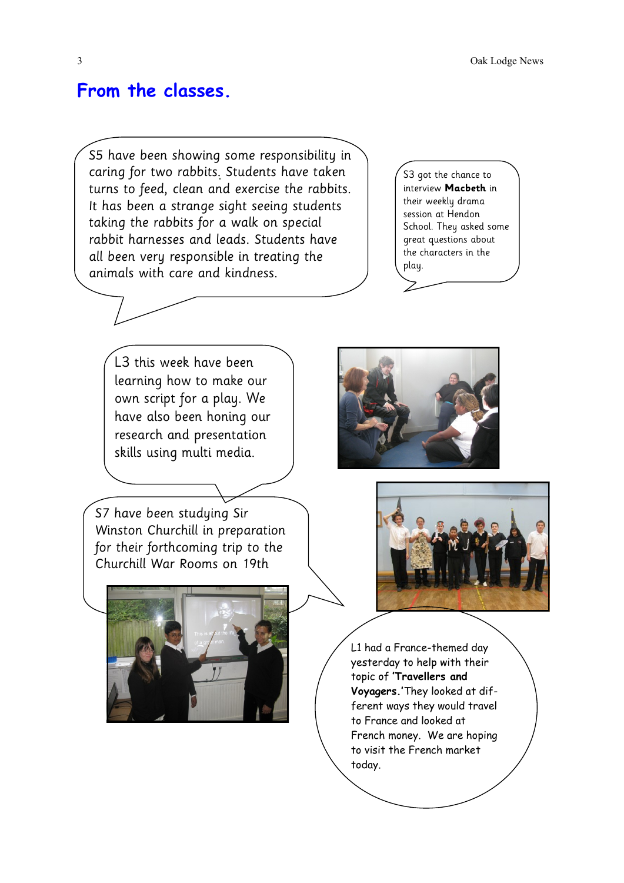# From the classes.

S5 have been showing some responsibility in caring for two rabbits. Students have taken turns to feed, clean and exercise the rabbits. It has been a strange sight seeing students taking the rabbits for a walk on special rabbit harnesses and leads. Students have all been very responsible in treating the animals with care and kindness.

S3 got the chance to interview **Macbeth** in their weekly drama session at Hendon School. They asked some great questions about the characters in the play.

L3 this week have been learning how to make our own script for a play. We have also been honing our research and presentation skills using multi media.

S7 have been studying Sir Winston Churchill in preparation for their forthcoming trip to the Churchill War Rooms on 19th

L1 had a France-themed day yesterday to help with their topic of '**Travellers and Voyagers.**' They looked at different ways they would travel to France and looked at French money. We are hoping to visit the French market today.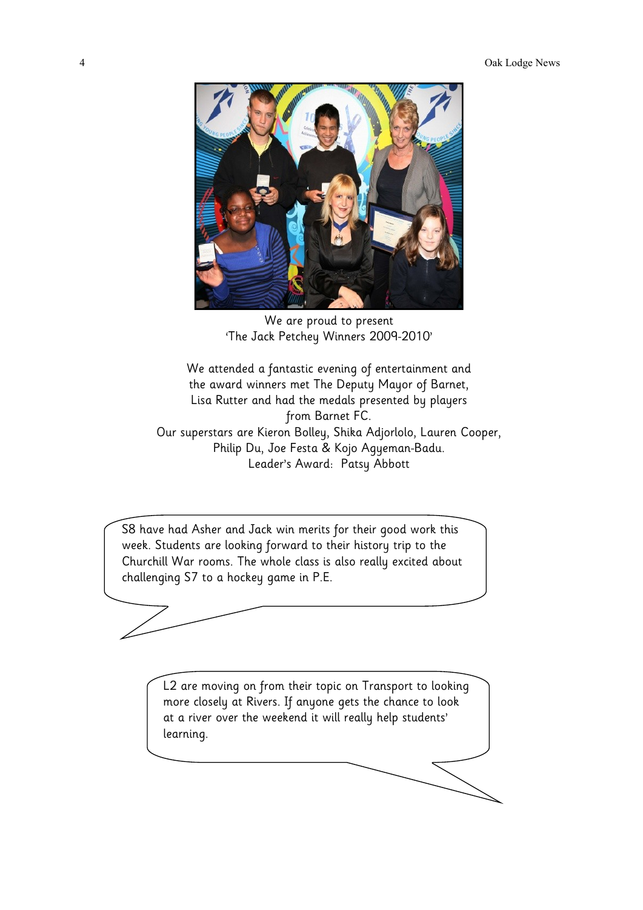We are proud to present
'The Jack Petchey Winners 2009-2010'

We attended a fantastic evening of entertainment and the award winners met The Deputy Mayor of Barnet, Lisa Rutter and had the medals presented by players from Barnet FC.
Our superstars are Kieron Bolley, Shika Adjorlolo, Lauren Cooper, Philip Du, Joe Festa & Kojo Agyeman-Badu.
Leader's Award: Patsy Abbott

S8 have had Asher and Jack win merits for their good work this week. Students are looking forward to their history trip to the Churchill War rooms. The whole class is also really excited about challenging S7 to a hockey game in P.E.

L2 are moving on from their topic on Transport to looking more closely at Rivers. If anyone gets the chance to look at a river over the weekend it will really help students' learning.